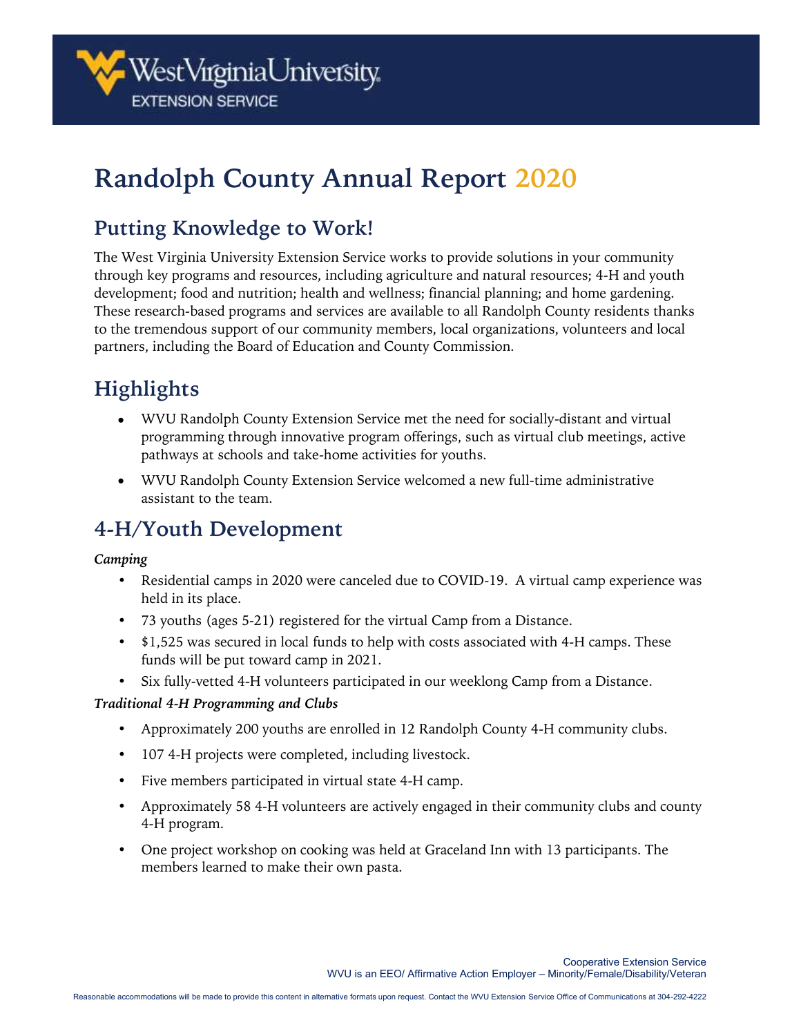# Randolph County Annual Report 2020

## Putting Knowledge to Work!

The West Virginia University Extension Service works to provide solutions in your community through key programs and resources, including agriculture and natural resources; 4-H and youth development; food and nutrition; health and wellness; financial planning; and home gardening. These research-based programs and services are available to all Randolph County residents thanks to the tremendous support of our community members, local organizations, volunteers and local partners, including the Board of Education and County Commission.

## Highlights

- WVU Randolph County Extension Service met the need for socially-distant and virtual programming through innovative program offerings, such as virtual club meetings, active pathways at schools and take-home activities for youths.
- WVU Randolph County Extension Service welcomed a new full-time administrative assistant to the team.

## 4-H/Youth Development

***Camping***

- Residential camps in 2020 were canceled due to COVID-19. A virtual camp experience was held in its place.
- 73 youths (ages 5-21) registered for the virtual Camp from a Distance.
- $1,525 was secured in local funds to help with costs associated with 4-H camps. These funds will be put toward camp in 2021.
- Six fully-vetted 4-H volunteers participated in our weeklong Camp from a Distance.

***Traditional 4-H Programming and Clubs***

- Approximately 200 youths are enrolled in 12 Randolph County 4-H community clubs.
- 107 4-H projects were completed, including livestock.
- Five members participated in virtual state 4-H camp.
- Approximately 58 4-H volunteers are actively engaged in their community clubs and county 4-H program.
- One project workshop on cooking was held at Graceland Inn with 13 participants. The members learned to make their own pasta.

Cooperative Extension Service
WVU is an EEO/ Affirmative Action Employer – Minority/Female/Disability/Veteran

Reasonable accommodations will be made to provide this content in alternative formats upon request. Contact the WVU Extension Service Office of Communications at 304-292-4222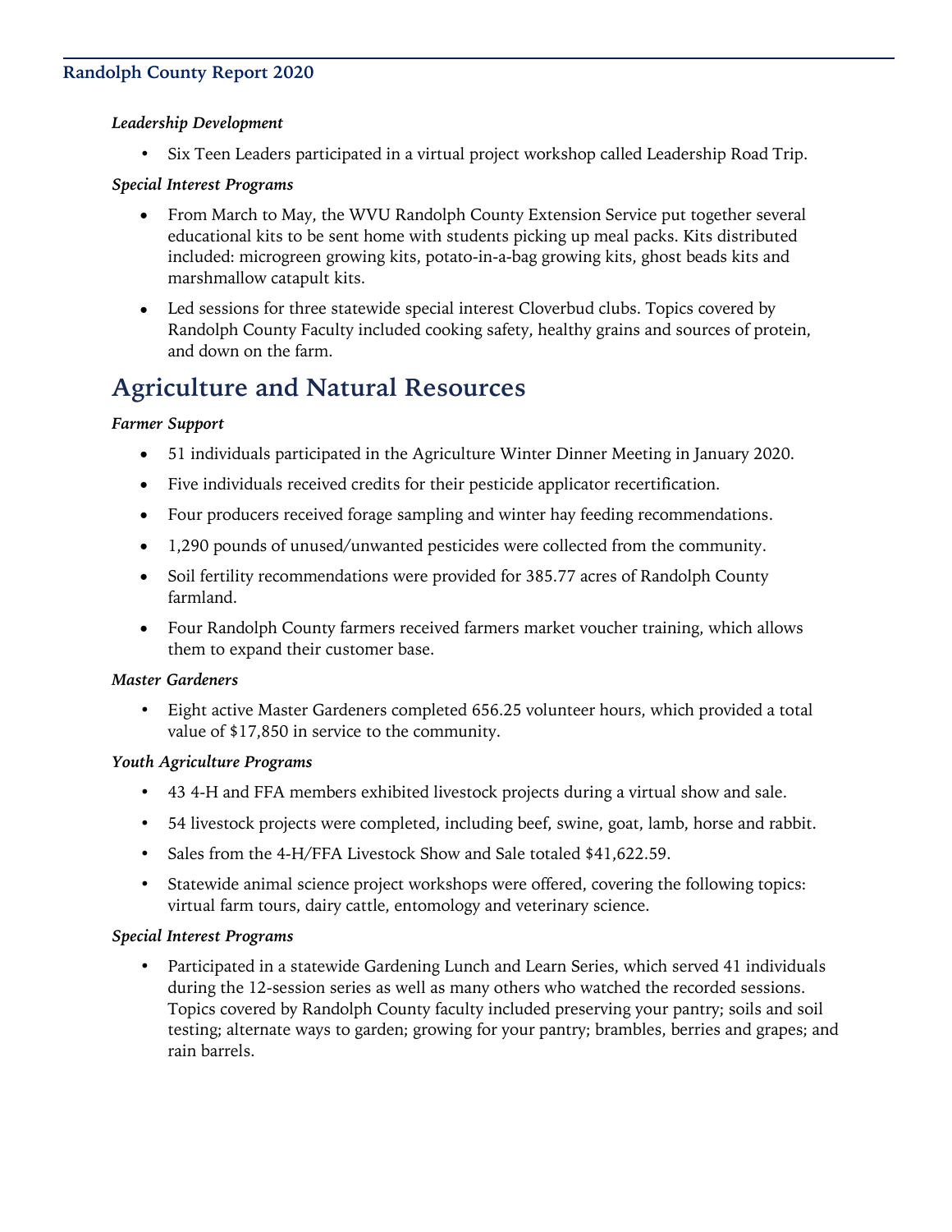### *Leadership Development*

- Six Teen Leaders participated in a virtual project workshop called Leadership Road Trip.

### *Special Interest Programs*

- From March to May, the WVU Randolph County Extension Service put together several educational kits to be sent home with students picking up meal packs. Kits distributed included: microgreen growing kits, potato-in-a-bag growing kits, ghost beads kits and marshmallow catapult kits.
- Led sessions for three statewide special interest Cloverbud clubs. Topics covered by Randolph County Faculty included cooking safety, healthy grains and sources of protein, and down on the farm.

## Agriculture and Natural Resources

### *Farmer Support*

- 51 individuals participated in the Agriculture Winter Dinner Meeting in January 2020.
- Five individuals received credits for their pesticide applicator recertification.
- Four producers received forage sampling and winter hay feeding recommendations.
- 1,290 pounds of unused/unwanted pesticides were collected from the community.
- Soil fertility recommendations were provided for 385.77 acres of Randolph County farmland.
- Four Randolph County farmers received farmers market voucher training, which allows them to expand their customer base.

### *Master Gardeners*

- Eight active Master Gardeners completed 656.25 volunteer hours, which provided a total value of $17,850 in service to the community.

### *Youth Agriculture Programs*

- 43 4-H and FFA members exhibited livestock projects during a virtual show and sale.
- 54 livestock projects were completed, including beef, swine, goat, lamb, horse and rabbit.
- Sales from the 4-H/FFA Livestock Show and Sale totaled $41,622.59.
- Statewide animal science project workshops were offered, covering the following topics: virtual farm tours, dairy cattle, entomology and veterinary science.

### *Special Interest Programs*

- Participated in a statewide Gardening Lunch and Learn Series, which served 41 individuals during the 12-session series as well as many others who watched the recorded sessions. Topics covered by Randolph County faculty included preserving your pantry; soils and soil testing; alternate ways to garden; growing for your pantry; brambles, berries and grapes; and rain barrels.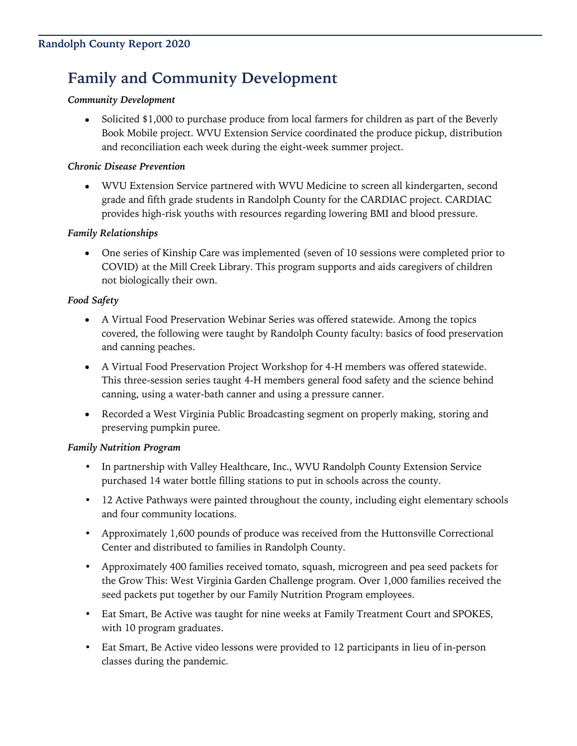# Family and Community Development

***Community Development***

- Solicited $1,000 to purchase produce from local farmers for children as part of the Beverly Book Mobile project. WVU Extension Service coordinated the produce pickup, distribution and reconciliation each week during the eight-week summer project.

***Chronic Disease Prevention***

- WVU Extension Service partnered with WVU Medicine to screen all kindergarten, second grade and fifth grade students in Randolph County for the CARDIAC project. CARDIAC provides high-risk youths with resources regarding lowering BMI and blood pressure.

***Family Relationships***

- One series of Kinship Care was implemented (seven of 10 sessions were completed prior to COVID) at the Mill Creek Library. This program supports and aids caregivers of children not biologically their own.

***Food Safety***

- A Virtual Food Preservation Webinar Series was offered statewide. Among the topics covered, the following were taught by Randolph County faculty: basics of food preservation and canning peaches.
- A Virtual Food Preservation Project Workshop for 4-H members was offered statewide. This three-session series taught 4-H members general food safety and the science behind canning, using a water-bath canner and using a pressure canner.
- Recorded a West Virginia Public Broadcasting segment on properly making, storing and preserving pumpkin puree.

***Family Nutrition Program***

- In partnership with Valley Healthcare, Inc., WVU Randolph County Extension Service purchased 14 water bottle filling stations to put in schools across the county.
- 12 Active Pathways were painted throughout the county, including eight elementary schools and four community locations.
- Approximately 1,600 pounds of produce was received from the Huttonsville Correctional Center and distributed to families in Randolph County.
- Approximately 400 families received tomato, squash, microgreen and pea seed packets for the Grow This: West Virginia Garden Challenge program. Over 1,000 families received the seed packets put together by our Family Nutrition Program employees.
- Eat Smart, Be Active was taught for nine weeks at Family Treatment Court and SPOKES, with 10 program graduates.
- Eat Smart, Be Active video lessons were provided to 12 participants in lieu of in-person classes during the pandemic.